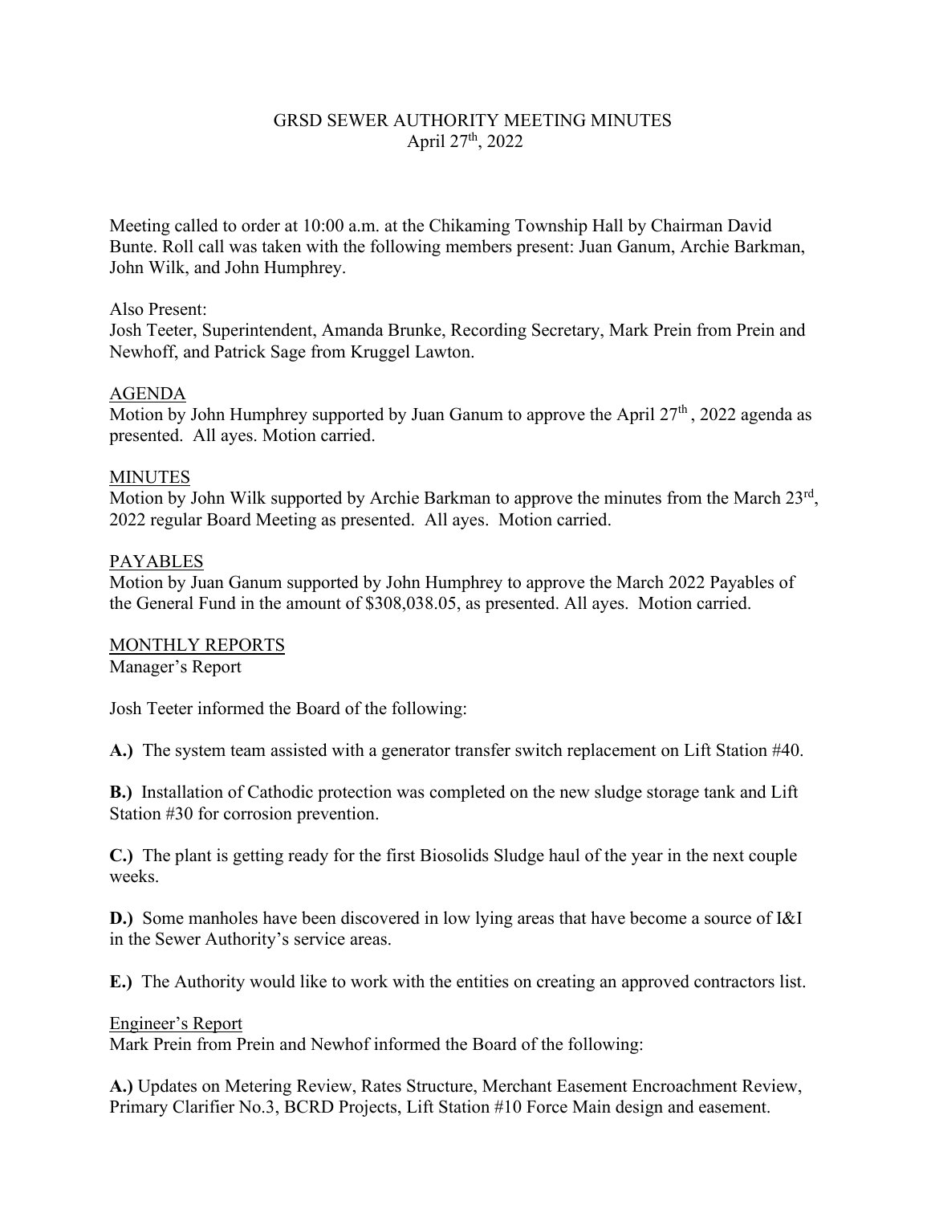# GRSD SEWER AUTHORITY MEETING MINUTES

April 27th, 2022

Meeting called to order at 10:00 a.m. at the Chikaming Township Hall by Chairman David Bunte. Roll call was taken with the following members present: Juan Ganum, Archie Barkman, John Wilk, and John Humphrey.

Also Present:
Josh Teeter, Superintendent, Amanda Brunke, Recording Secretary, Mark Prein from Prein and Newhoff, and Patrick Sage from Kruggel Lawton.

## AGENDA

Motion by John Humphrey supported by Juan Ganum to approve the April 27th , 2022 agenda as presented. All ayes. Motion carried.

## MINUTES

Motion by John Wilk supported by Archie Barkman to approve the minutes from the March 23rd, 2022 regular Board Meeting as presented. All ayes. Motion carried.

## PAYABLES

Motion by Juan Ganum supported by John Humphrey to approve the March 2022 Payables of the General Fund in the amount of $308,038.05, as presented. All ayes. Motion carried.

## MONTHLY REPORTS

### Manager's Report

Josh Teeter informed the Board of the following:

**A.)** The system team assisted with a generator transfer switch replacement on Lift Station #40.

**B.)** Installation of Cathodic protection was completed on the new sludge storage tank and Lift Station #30 for corrosion prevention.

**C.)** The plant is getting ready for the first Biosolids Sludge haul of the year in the next couple weeks.

**D.)** Some manholes have been discovered in low lying areas that have become a source of I&I in the Sewer Authority's service areas.

**E.)** The Authority would like to work with the entities on creating an approved contractors list.

### Engineer's Report

Mark Prein from Prein and Newhof informed the Board of the following:

**A.)** Updates on Metering Review, Rates Structure, Merchant Easement Encroachment Review, Primary Clarifier No.3, BCRD Projects, Lift Station #10 Force Main design and easement.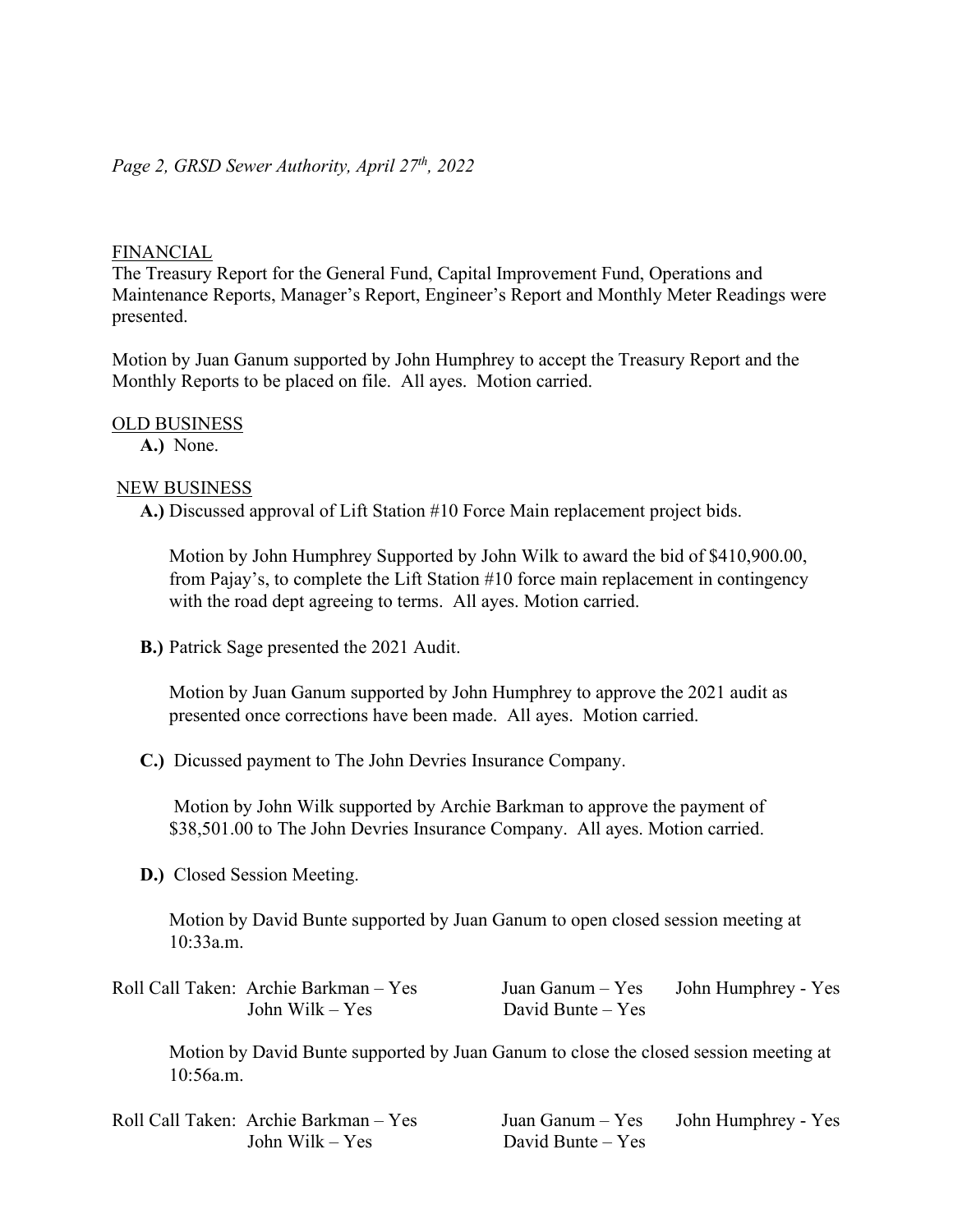FINANCIAL

The Treasury Report for the General Fund, Capital Improvement Fund, Operations and Maintenance Reports, Manager's Report, Engineer's Report and Monthly Meter Readings were presented.

Motion by Juan Ganum supported by John Humphrey to accept the Treasury Report and the Monthly Reports to be placed on file. All ayes. Motion carried.

OLD BUSINESS

**A.)** None.

NEW BUSINESS

**A.)** Discussed approval of Lift Station #10 Force Main replacement project bids.

Motion by John Humphrey Supported by John Wilk to award the bid of $410,900.00, from Pajay's, to complete the Lift Station #10 force main replacement in contingency with the road dept agreeing to terms. All ayes. Motion carried.

**B.)** Patrick Sage presented the 2021 Audit.

Motion by Juan Ganum supported by John Humphrey to approve the 2021 audit as presented once corrections have been made. All ayes. Motion carried.

**C.)** Dicussed payment to The John Devries Insurance Company.

Motion by John Wilk supported by Archie Barkman to approve the payment of $38,501.00 to The John Devries Insurance Company. All ayes. Motion carried.

**D.)** Closed Session Meeting.

Motion by David Bunte supported by Juan Ganum to open closed session meeting at 10:33a.m.

Roll Call Taken: Archie Barkman – Yes Juan Ganum – Yes John Humphrey - Yes
John Wilk – Yes David Bunte – Yes

Motion by David Bunte supported by Juan Ganum to close the closed session meeting at 10:56a.m.

Roll Call Taken: Archie Barkman – Yes Juan Ganum – Yes John Humphrey - Yes
John Wilk – Yes David Bunte – Yes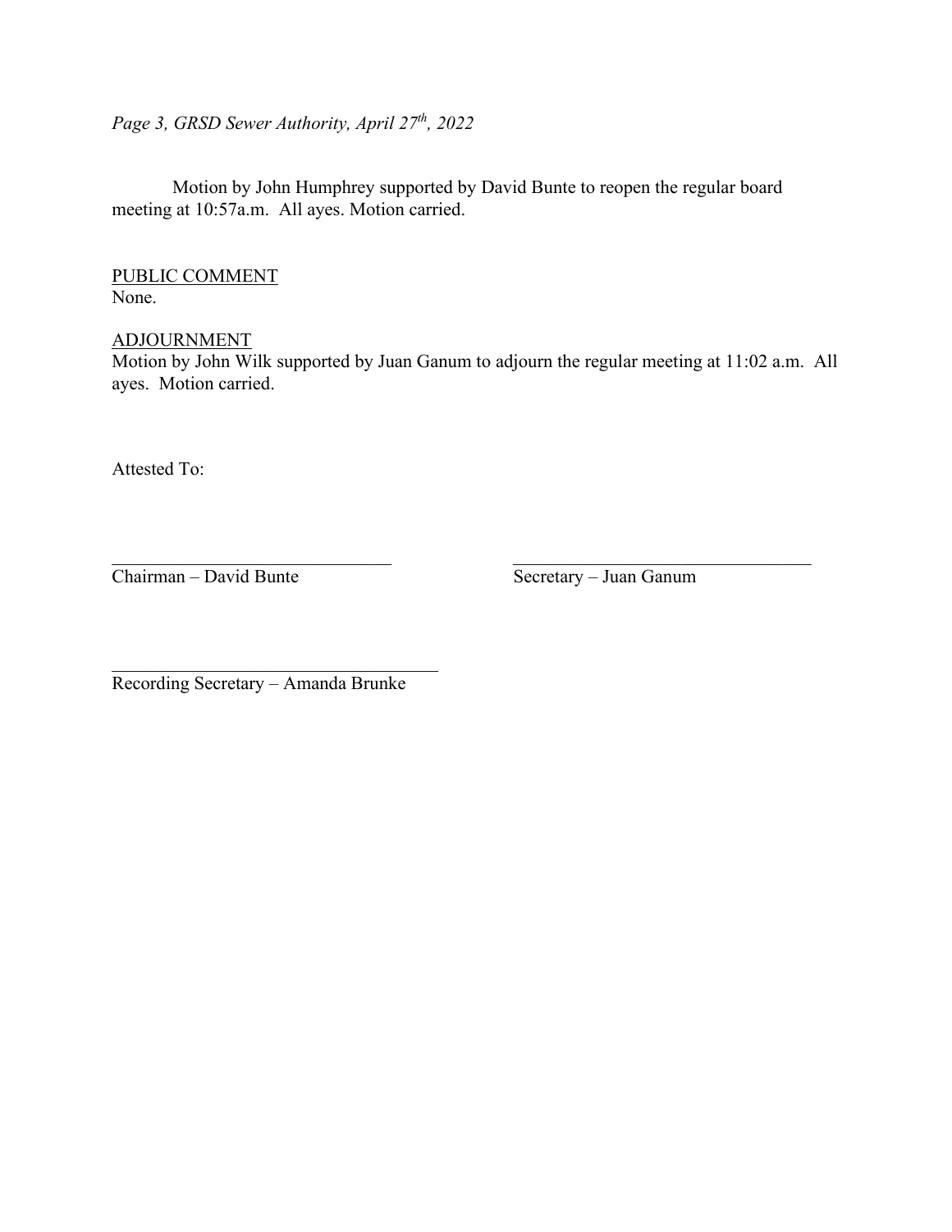Motion by John Humphrey supported by David Bunte to reopen the regular board meeting at 10:57a.m. All ayes. Motion carried.

PUBLIC COMMENT

None.

ADJOURNMENT

Motion by John Wilk supported by Juan Ganum to adjourn the regular meeting at 11:02 a.m. All ayes. Motion carried.

Attested To:

\_\_\_\_\_\_\_\_\_\_\_\_\_\_\_\_\_\_\_\_\_\_\_\_\_\_\_\_\_\_\_\_

Chairman – David Bunte

\_\_\_\_\_\_\_\_\_\_\_\_\_\_\_\_\_\_\_\_\_\_\_\_\_\_\_\_\_\_\_\_

Secretary – Juan Ganum

\_\_\_\_\_\_\_\_\_\_\_\_\_\_\_\_\_\_\_\_\_\_\_\_\_\_\_\_\_\_\_\_

Recording Secretary – Amanda Brunke